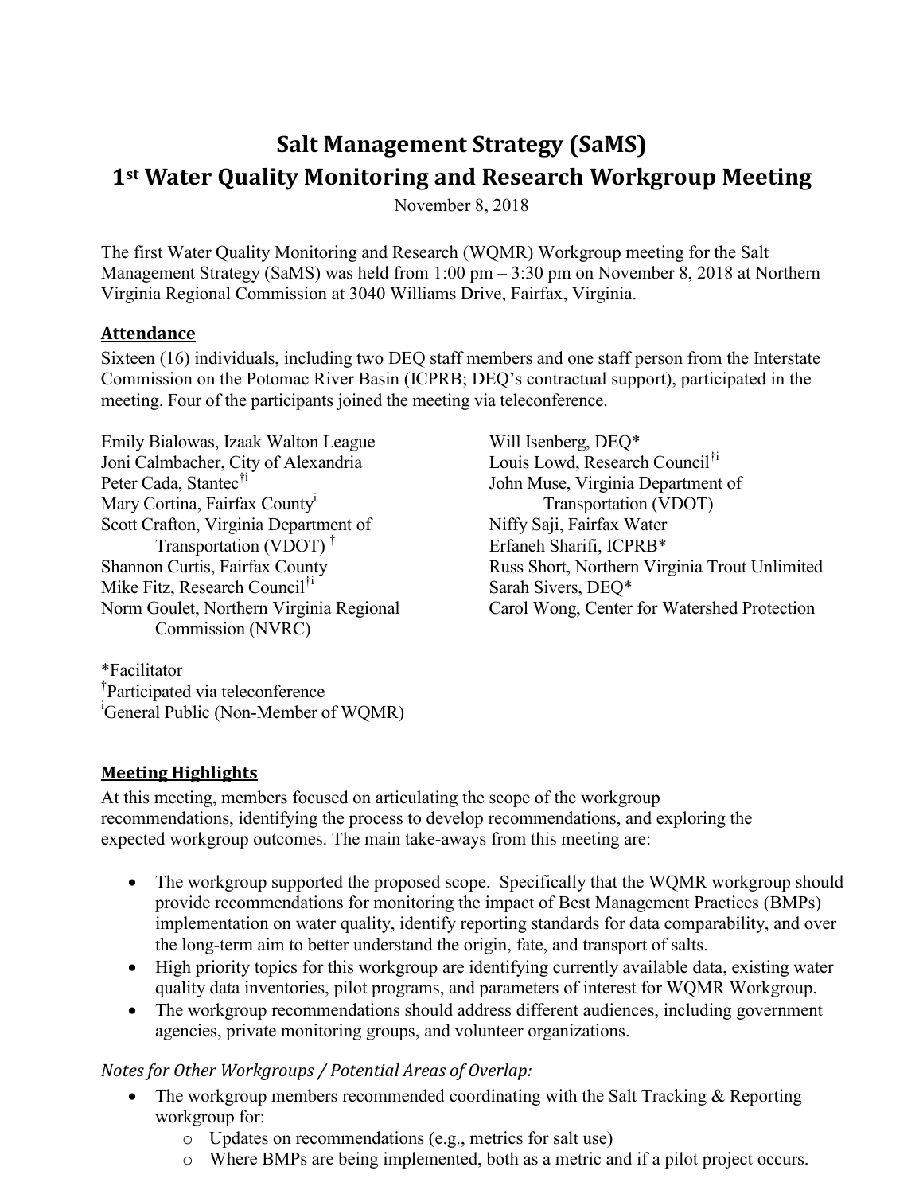# Salt Management Strategy (SaMS)
## 1st Water Quality Monitoring and Research Workgroup Meeting

November 8, 2018

The first Water Quality Monitoring and Research (WQMR) Workgroup meeting for the Salt Management Strategy (SaMS) was held from 1:00 pm – 3:30 pm on November 8, 2018 at Northern Virginia Regional Commission at 3040 Williams Drive, Fairfax, Virginia.

### Attendance

Sixteen (16) individuals, including two DEQ staff members and one staff person from the Interstate Commission on the Potomac River Basin (ICPRB; DEQ's contractual support), participated in the meeting. Four of the participants joined the meeting via teleconference.

Emily Bialowas, Izaak Walton League
Joni Calmbacher, City of Alexandria
Peter Cada, Stantec†i
Mary Cortina, Fairfax Countyi
Scott Crafton, Virginia Department of Transportation (VDOT) †
Shannon Curtis, Fairfax County
Mike Fitz, Research Council†i
Norm Goulet, Northern Virginia Regional Commission (NVRC)
Will Isenberg, DEQ*
Louis Lowd, Research Council†i
John Muse, Virginia Department of Transportation (VDOT)
Niffy Saji, Fairfax Water
Erfaneh Sharifi, ICPRB*
Russ Short, Northern Virginia Trout Unlimited
Sarah Sivers, DEQ*
Carol Wong, Center for Watershed Protection

*Facilitator
†Participated via teleconference
iGeneral Public (Non-Member of WQMR)

### Meeting Highlights

At this meeting, members focused on articulating the scope of the workgroup recommendations, identifying the process to develop recommendations, and exploring the expected workgroup outcomes. The main take-aways from this meeting are:

- The workgroup supported the proposed scope. Specifically that the WQMR workgroup should provide recommendations for monitoring the impact of Best Management Practices (BMPs) implementation on water quality, identify reporting standards for data comparability, and over the long-term aim to better understand the origin, fate, and transport of salts.
- High priority topics for this workgroup are identifying currently available data, existing water quality data inventories, pilot programs, and parameters of interest for WQMR Workgroup.
- The workgroup recommendations should address different audiences, including government agencies, private monitoring groups, and volunteer organizations.

*Notes for Other Workgroups / Potential Areas of Overlap:*

- The workgroup members recommended coordinating with the Salt Tracking & Reporting workgroup for:
  - Updates on recommendations (e.g., metrics for salt use)
  - Where BMPs are being implemented, both as a metric and if a pilot project occurs.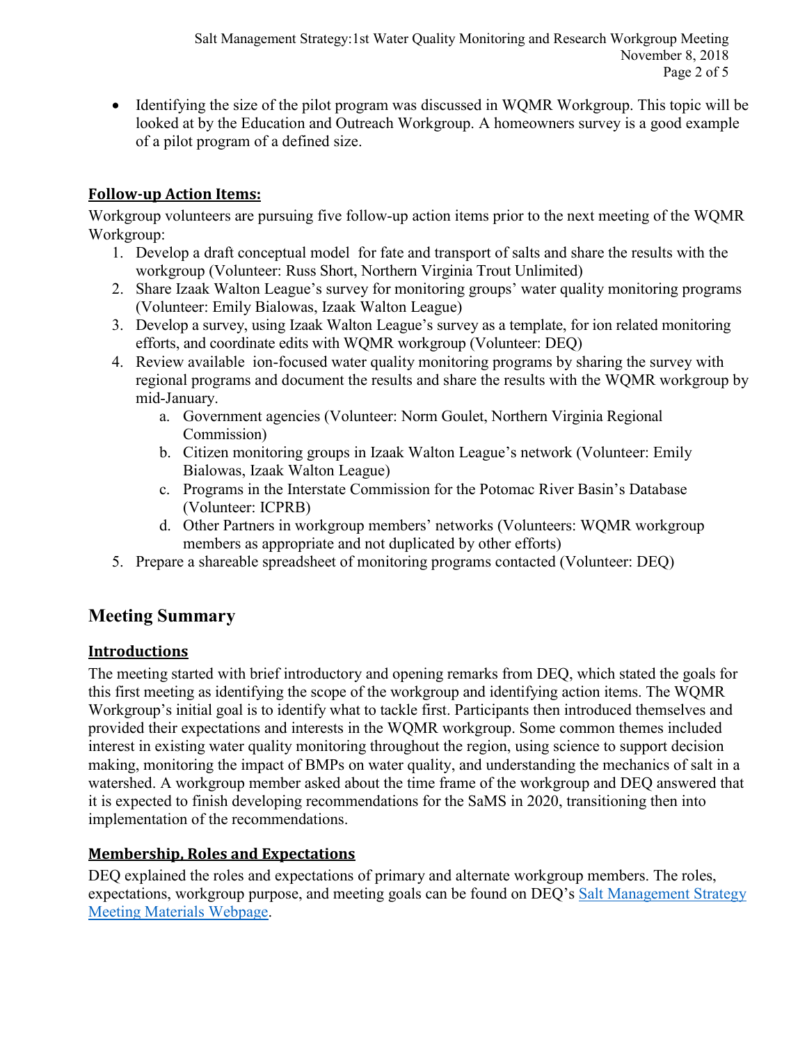- Identifying the size of the pilot program was discussed in WQMR Workgroup. This topic will be looked at by the Education and Outreach Workgroup. A homeowners survey is a good example of a pilot program of a defined size.

### Follow-up Action Items:

Workgroup volunteers are pursuing five follow-up action items prior to the next meeting of the WQMR Workgroup:

1. Develop a draft conceptual model for fate and transport of salts and share the results with the workgroup (Volunteer: Russ Short, Northern Virginia Trout Unlimited)
2. Share Izaak Walton League's survey for monitoring groups' water quality monitoring programs (Volunteer: Emily Bialowas, Izaak Walton League)
3. Develop a survey, using Izaak Walton League's survey as a template, for ion related monitoring efforts, and coordinate edits with WQMR workgroup (Volunteer: DEQ)
4. Review available ion-focused water quality monitoring programs by sharing the survey with regional programs and document the results and share the results with the WQMR workgroup by mid-January.
    a. Government agencies (Volunteer: Norm Goulet, Northern Virginia Regional Commission)
    b. Citizen monitoring groups in Izaak Walton League's network (Volunteer: Emily Bialowas, Izaak Walton League)
    c. Programs in the Interstate Commission for the Potomac River Basin's Database (Volunteer: ICPRB)
    d. Other Partners in workgroup members' networks (Volunteers: WQMR workgroup members as appropriate and not duplicated by other efforts)
5. Prepare a shareable spreadsheet of monitoring programs contacted (Volunteer: DEQ)

## Meeting Summary

### Introductions

The meeting started with brief introductory and opening remarks from DEQ, which stated the goals for this first meeting as identifying the scope of the workgroup and identifying action items. The WQMR Workgroup's initial goal is to identify what to tackle first. Participants then introduced themselves and provided their expectations and interests in the WQMR workgroup. Some common themes included interest in existing water quality monitoring throughout the region, using science to support decision making, monitoring the impact of BMPs on water quality, and understanding the mechanics of salt in a watershed. A workgroup member asked about the time frame of the workgroup and DEQ answered that it is expected to finish developing recommendations for the SaMS in 2020, transitioning then into implementation of the recommendations.

### Membership, Roles and Expectations

DEQ explained the roles and expectations of primary and alternate workgroup members. The roles, expectations, workgroup purpose, and meeting goals can be found on DEQ's Salt Management Strategy Meeting Materials Webpage.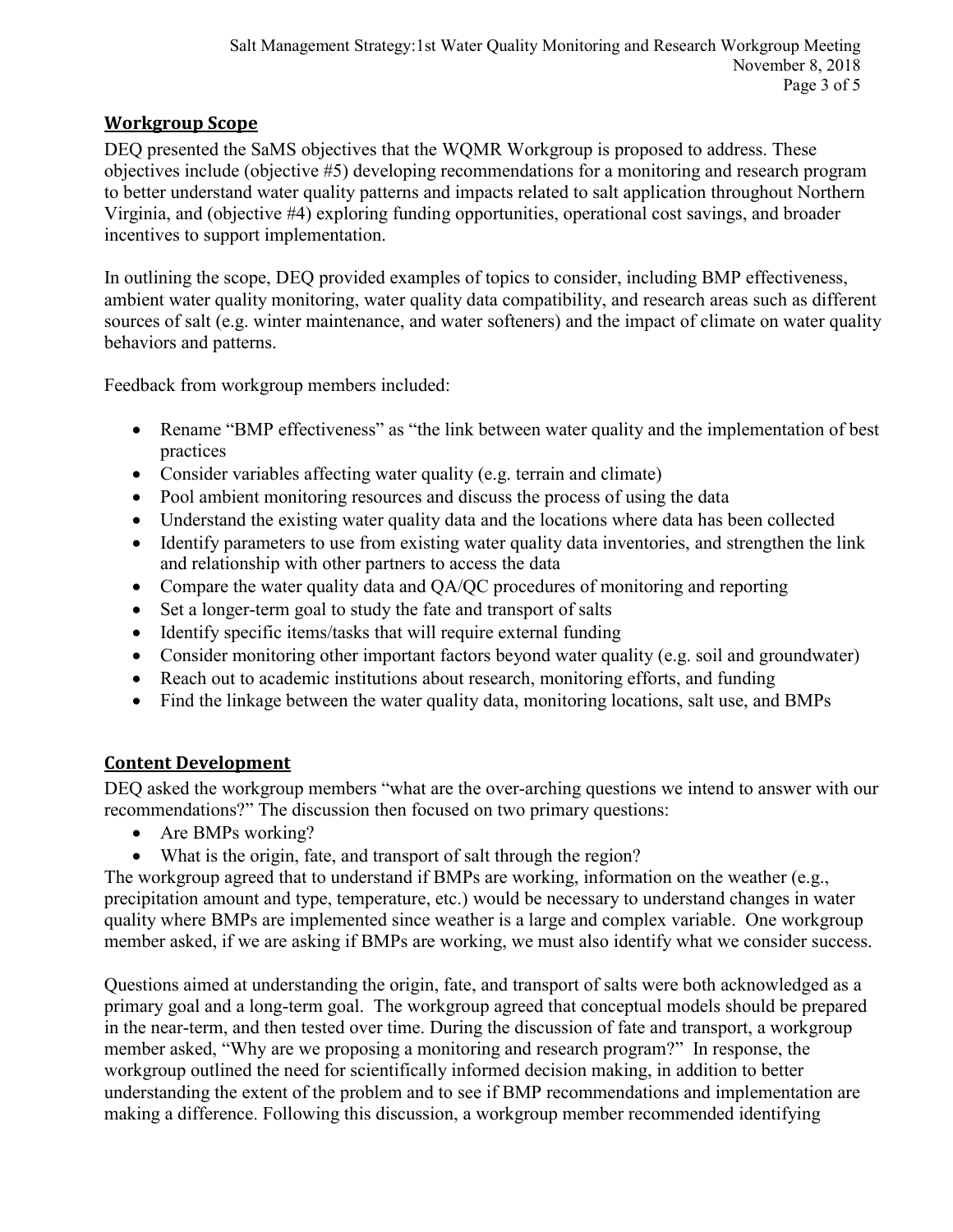## Workgroup Scope

DEQ presented the SaMS objectives that the WQMR Workgroup is proposed to address. These objectives include (objective #5) developing recommendations for a monitoring and research program to better understand water quality patterns and impacts related to salt application throughout Northern Virginia, and (objective #4) exploring funding opportunities, operational cost savings, and broader incentives to support implementation.

In outlining the scope, DEQ provided examples of topics to consider, including BMP effectiveness, ambient water quality monitoring, water quality data compatibility, and research areas such as different sources of salt (e.g. winter maintenance, and water softeners) and the impact of climate on water quality behaviors and patterns.

Feedback from workgroup members included:

- Rename "BMP effectiveness" as "the link between water quality and the implementation of best practices
- Consider variables affecting water quality (e.g. terrain and climate)
- Pool ambient monitoring resources and discuss the process of using the data
- Understand the existing water quality data and the locations where data has been collected
- Identify parameters to use from existing water quality data inventories, and strengthen the link and relationship with other partners to access the data
- Compare the water quality data and QA/QC procedures of monitoring and reporting
- Set a longer-term goal to study the fate and transport of salts
- Identify specific items/tasks that will require external funding
- Consider monitoring other important factors beyond water quality (e.g. soil and groundwater)
- Reach out to academic institutions about research, monitoring efforts, and funding
- Find the linkage between the water quality data, monitoring locations, salt use, and BMPs

## Content Development

DEQ asked the workgroup members "what are the over-arching questions we intend to answer with our recommendations?" The discussion then focused on two primary questions:

- Are BMPs working?
- What is the origin, fate, and transport of salt through the region?

The workgroup agreed that to understand if BMPs are working, information on the weather (e.g., precipitation amount and type, temperature, etc.) would be necessary to understand changes in water quality where BMPs are implemented since weather is a large and complex variable. One workgroup member asked, if we are asking if BMPs are working, we must also identify what we consider success.

Questions aimed at understanding the origin, fate, and transport of salts were both acknowledged as a primary goal and a long-term goal. The workgroup agreed that conceptual models should be prepared in the near-term, and then tested over time. During the discussion of fate and transport, a workgroup member asked, "Why are we proposing a monitoring and research program?" In response, the workgroup outlined the need for scientifically informed decision making, in addition to better understanding the extent of the problem and to see if BMP recommendations and implementation are making a difference. Following this discussion, a workgroup member recommended identifying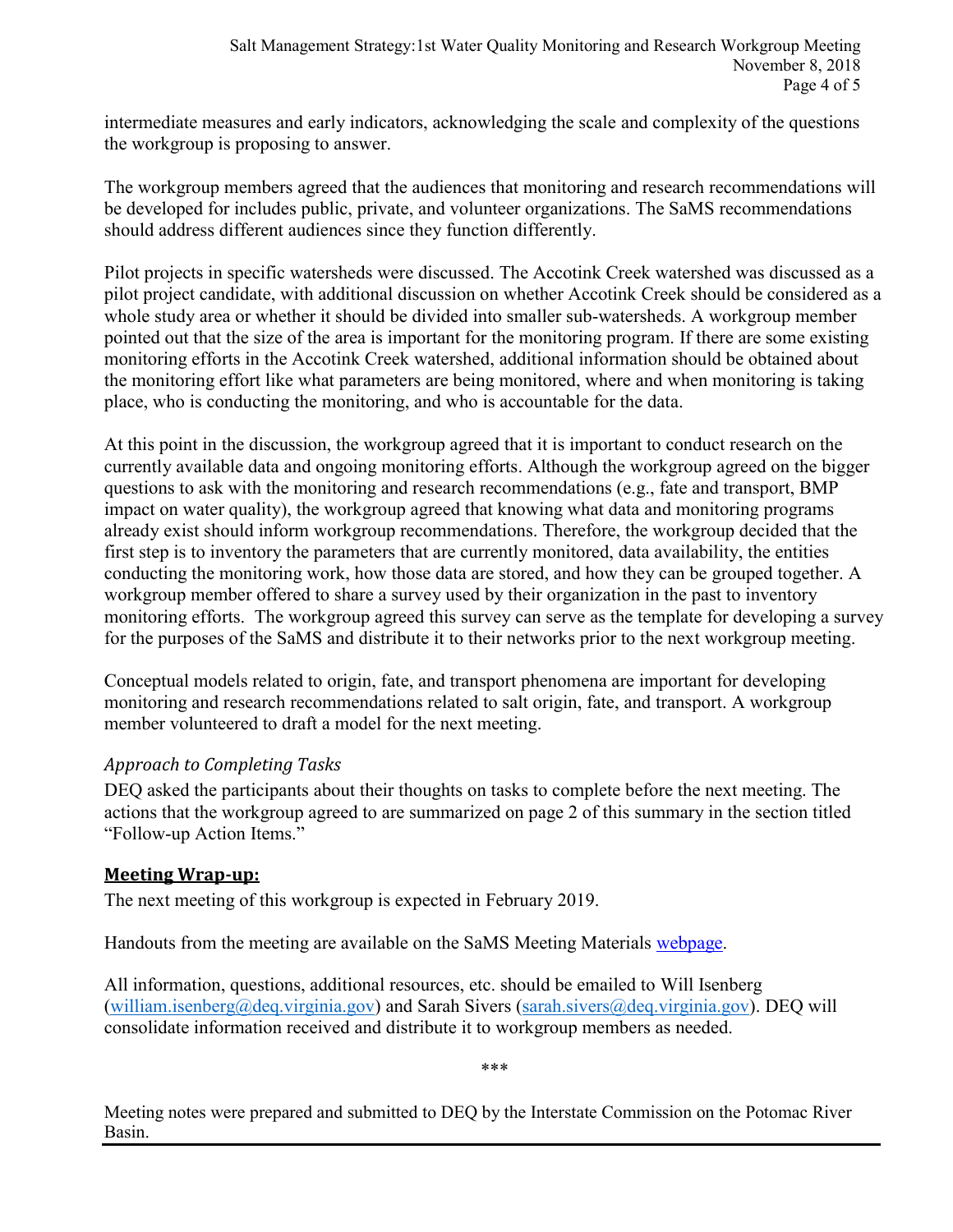intermediate measures and early indicators, acknowledging the scale and complexity of the questions the workgroup is proposing to answer.

The workgroup members agreed that the audiences that monitoring and research recommendations will be developed for includes public, private, and volunteer organizations. The SaMS recommendations should address different audiences since they function differently.

Pilot projects in specific watersheds were discussed. The Accotink Creek watershed was discussed as a pilot project candidate, with additional discussion on whether Accotink Creek should be considered as a whole study area or whether it should be divided into smaller sub-watersheds. A workgroup member pointed out that the size of the area is important for the monitoring program. If there are some existing monitoring efforts in the Accotink Creek watershed, additional information should be obtained about the monitoring effort like what parameters are being monitored, where and when monitoring is taking place, who is conducting the monitoring, and who is accountable for the data.

At this point in the discussion, the workgroup agreed that it is important to conduct research on the currently available data and ongoing monitoring efforts. Although the workgroup agreed on the bigger questions to ask with the monitoring and research recommendations (e.g., fate and transport, BMP impact on water quality), the workgroup agreed that knowing what data and monitoring programs already exist should inform workgroup recommendations. Therefore, the workgroup decided that the first step is to inventory the parameters that are currently monitored, data availability, the entities conducting the monitoring work, how those data are stored, and how they can be grouped together. A workgroup member offered to share a survey used by their organization in the past to inventory monitoring efforts. The workgroup agreed this survey can serve as the template for developing a survey for the purposes of the SaMS and distribute it to their networks prior to the next workgroup meeting.

Conceptual models related to origin, fate, and transport phenomena are important for developing monitoring and research recommendations related to salt origin, fate, and transport. A workgroup member volunteered to draft a model for the next meeting.

### *Approach to Completing Tasks*

DEQ asked the participants about their thoughts on tasks to complete before the next meeting. The actions that the workgroup agreed to are summarized on page 2 of this summary in the section titled "Follow-up Action Items."

## Meeting Wrap-up:

The next meeting of this workgroup is expected in February 2019.

Handouts from the meeting are available on the SaMS Meeting Materials webpage.

All information, questions, additional resources, etc. should be emailed to Will Isenberg (william.isenberg@deq.virginia.gov) and Sarah Sivers (sarah.sivers@deq.virginia.gov). DEQ will consolidate information received and distribute it to workgroup members as needed.

***

Meeting notes were prepared and submitted to DEQ by the Interstate Commission on the Potomac River Basin.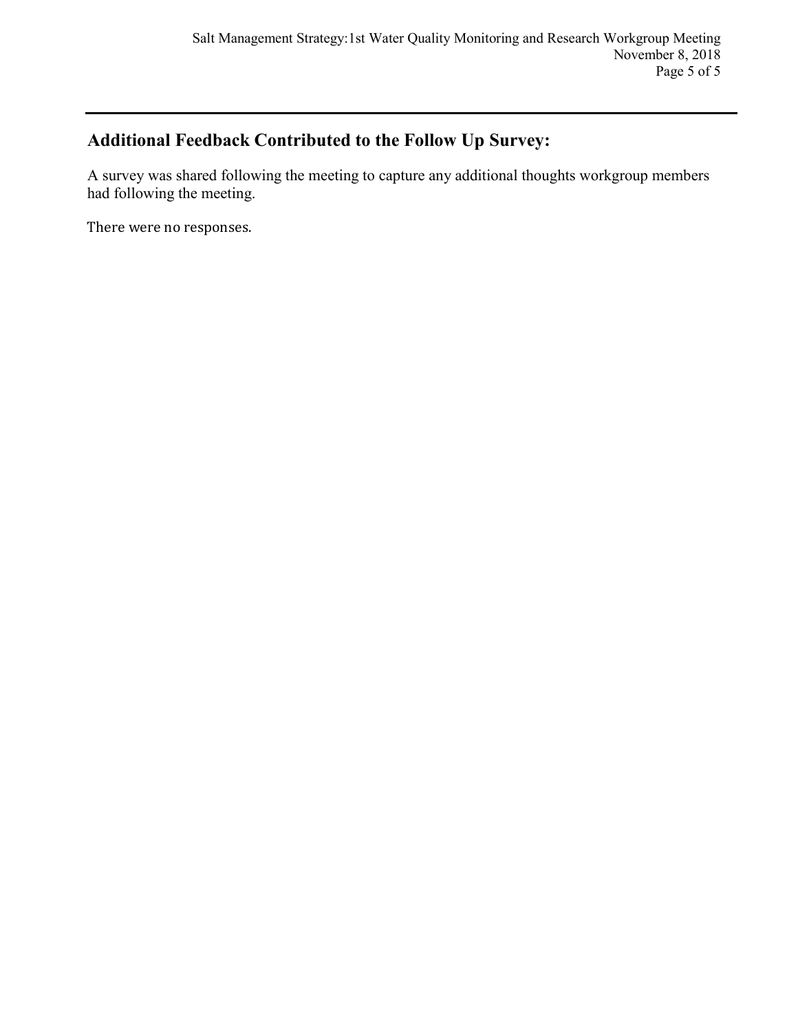## Additional Feedback Contributed to the Follow Up Survey:

A survey was shared following the meeting to capture any additional thoughts workgroup members had following the meeting.

There were no responses.